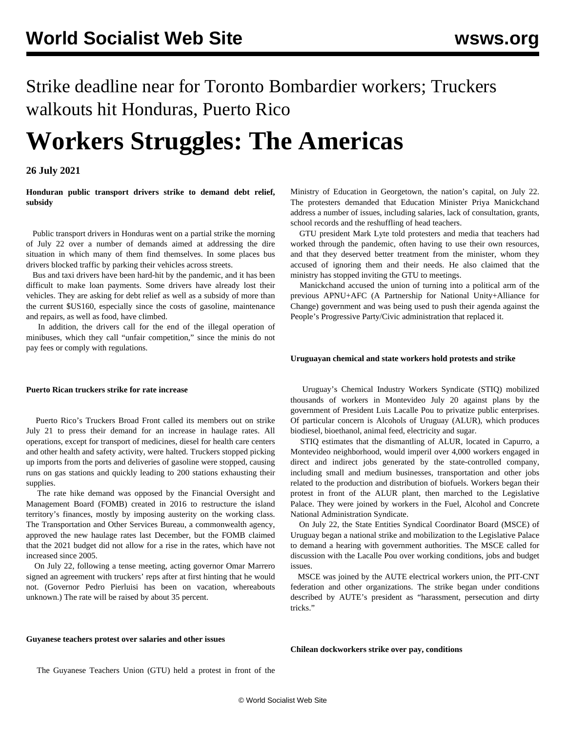# Strike deadline near for Toronto Bombardier workers; Truckers walkouts hit Honduras, Puerto Rico

# Workers Struggles: The Americas

**26 July 2021**

**Honduran public transport drivers strike to demand debt relief, subsidy**

Public transport drivers in Honduras went on a partial strike the morning of July 22 over a number of demands aimed at addressing the dire situation in which many of them find themselves. In some places bus drivers blocked traffic by parking their vehicles across streets.

Bus and taxi drivers have been hard-hit by the pandemic, and it has been difficult to make loan payments. Some drivers have already lost their vehicles. They are asking for debt relief as well as a subsidy of more than the current $US160, especially since the costs of gasoline, maintenance and repairs, as well as food, have climbed.

In addition, the drivers call for the end of the illegal operation of minibuses, which they call "unfair competition," since the minis do not pay fees or comply with regulations.

**Puerto Rican truckers strike for rate increase**

Puerto Rico's Truckers Broad Front called its members out on strike July 21 to press their demand for an increase in haulage rates. All operations, except for transport of medicines, diesel for health care centers and other health and safety activity, were halted. Truckers stopped picking up imports from the ports and deliveries of gasoline were stopped, causing runs on gas stations and quickly leading to 200 stations exhausting their supplies.

The rate hike demand was opposed by the Financial Oversight and Management Board (FOMB) created in 2016 to restructure the island territory's finances, mostly by imposing austerity on the working class. The Transportation and Other Services Bureau, a commonwealth agency, approved the new haulage rates last December, but the FOMB claimed that the 2021 budget did not allow for a rise in the rates, which have not increased since 2005.

On July 22, following a tense meeting, acting governor Omar Marrero signed an agreement with truckers' reps after at first hinting that he would not. (Governor Pedro Pierluisi has been on vacation, whereabouts unknown.) The rate will be raised by about 35 percent.

**Guyanese teachers protest over salaries and other issues**

The Guyanese Teachers Union (GTU) held a protest in front of the Ministry of Education in Georgetown, the nation's capital, on July 22. The protesters demanded that Education Minister Priya Manickchand address a number of issues, including salaries, lack of consultation, grants, school records and the reshuffling of head teachers.

GTU president Mark Lyte told protesters and media that teachers had worked through the pandemic, often having to use their own resources, and that they deserved better treatment from the minister, whom they accused of ignoring them and their needs. He also claimed that the ministry has stopped inviting the GTU to meetings.

Manickchand accused the union of turning into a political arm of the previous APNU+AFC (A Partnership for National Unity+Alliance for Change) government and was being used to push their agenda against the People's Progressive Party/Civic administration that replaced it.

**Uruguayan chemical and state workers hold protests and strike**

Uruguay's Chemical Industry Workers Syndicate (STIQ) mobilized thousands of workers in Montevideo July 20 against plans by the government of President Luis Lacalle Pou to privatize public enterprises. Of particular concern is Alcohols of Uruguay (ALUR), which produces biodiesel, bioethanol, animal feed, electricity and sugar.

STIQ estimates that the dismantling of ALUR, located in Capurro, a Montevideo neighborhood, would imperil over 4,000 workers engaged in direct and indirect jobs generated by the state-controlled company, including small and medium businesses, transportation and other jobs related to the production and distribution of biofuels. Workers began their protest in front of the ALUR plant, then marched to the Legislative Palace. They were joined by workers in the Fuel, Alcohol and Concrete National Administration Syndicate.

On July 22, the State Entities Syndical Coordinator Board (MSCE) of Uruguay began a national strike and mobilization to the Legislative Palace to demand a hearing with government authorities. The MSCE called for discussion with the Lacalle Pou over working conditions, jobs and budget issues.

MSCE was joined by the AUTE electrical workers union, the PIT-CNT federation and other organizations. The strike began under conditions described by AUTE's president as "harassment, persecution and dirty tricks."

**Chilean dockworkers strike over pay, conditions**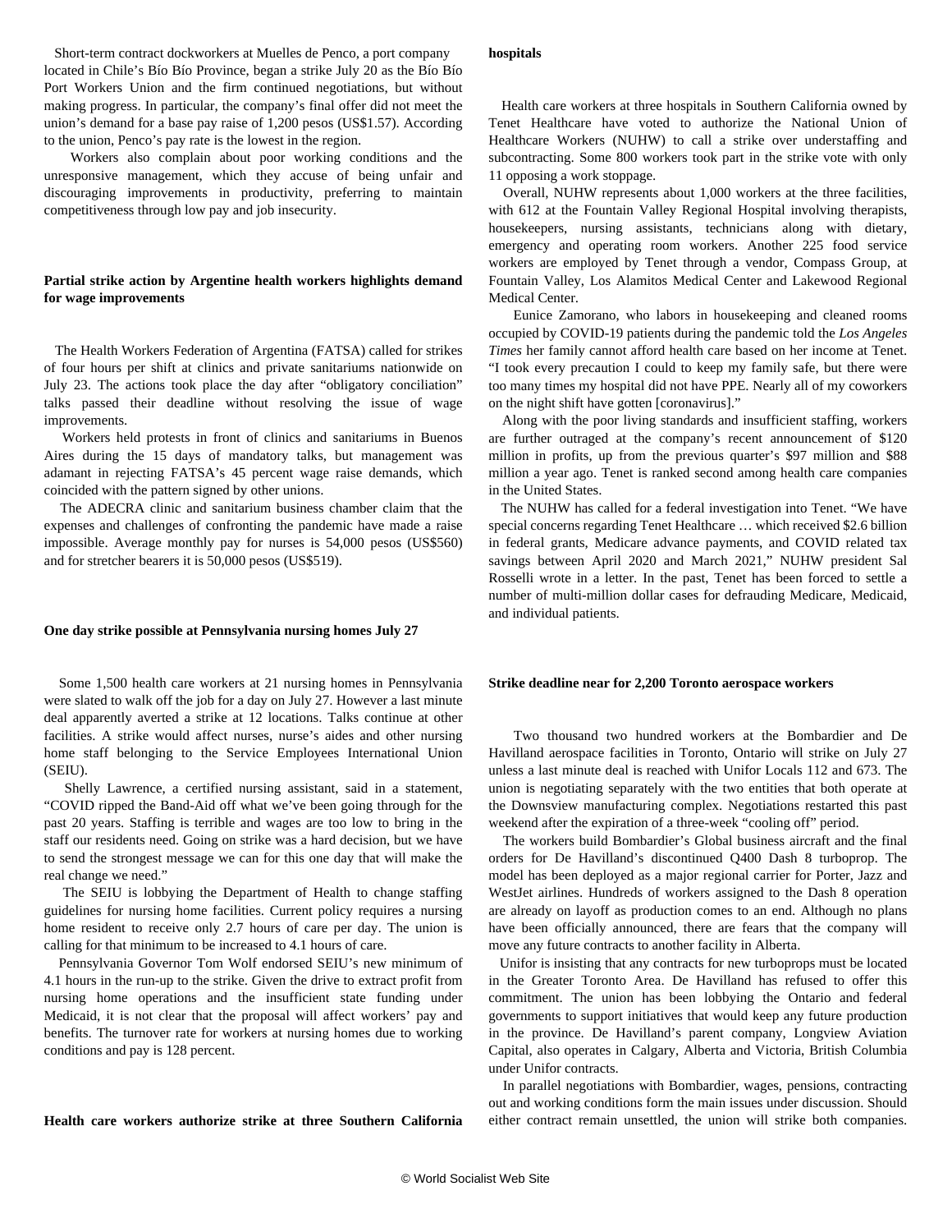Short-term contract dockworkers at Muelles de Penco, a port company located in Chile's Bío Bío Province, began a strike July 20 as the Bío Bío Port Workers Union and the firm continued negotiations, but without making progress. In particular, the company's final offer did not meet the union's demand for a base pay raise of 1,200 pesos (US$1.57). According to the union, Penco's pay rate is the lowest in the region.

Workers also complain about poor working conditions and the unresponsive management, which they accuse of being unfair and discouraging improvements in productivity, preferring to maintain competitiveness through low pay and job insecurity.

**Partial strike action by Argentine health workers highlights demand for wage improvements**

The Health Workers Federation of Argentina (FATSA) called for strikes of four hours per shift at clinics and private sanitariums nationwide on July 23. The actions took place the day after "obligatory conciliation" talks passed their deadline without resolving the issue of wage improvements.

Workers held protests in front of clinics and sanitariums in Buenos Aires during the 15 days of mandatory talks, but management was adamant in rejecting FATSA's 45 percent wage raise demands, which coincided with the pattern signed by other unions.

The ADECRA clinic and sanitarium business chamber claim that the expenses and challenges of confronting the pandemic have made a raise impossible. Average monthly pay for nurses is 54,000 pesos (US$560) and for stretcher bearers it is 50,000 pesos (US$519).

**One day strike possible at Pennsylvania nursing homes July 27**

Some 1,500 health care workers at 21 nursing homes in Pennsylvania were slated to walk off the job for a day on July 27. However a last minute deal apparently averted a strike at 12 locations. Talks continue at other facilities. A strike would affect nurses, nurse's aides and other nursing home staff belonging to the Service Employees International Union (SEIU).

Shelly Lawrence, a certified nursing assistant, said in a statement, "COVID ripped the Band-Aid off what we've been going through for the past 20 years. Staffing is terrible and wages are too low to bring in the staff our residents need. Going on strike was a hard decision, but we have to send the strongest message we can for this one day that will make the real change we need."

The SEIU is lobbying the Department of Health to change staffing guidelines for nursing home facilities. Current policy requires a nursing home resident to receive only 2.7 hours of care per day. The union is calling for that minimum to be increased to 4.1 hours of care.

Pennsylvania Governor Tom Wolf endorsed SEIU's new minimum of 4.1 hours in the run-up to the strike. Given the drive to extract profit from nursing home operations and the insufficient state funding under Medicaid, it is not clear that the proposal will affect workers' pay and benefits. The turnover rate for workers at nursing homes due to working conditions and pay is 128 percent.

**Health care workers authorize strike at three Southern California hospitals**

Health care workers at three hospitals in Southern California owned by Tenet Healthcare have voted to authorize the National Union of Healthcare Workers (NUHW) to call a strike over understaffing and subcontracting. Some 800 workers took part in the strike vote with only 11 opposing a work stoppage.

Overall, NUHW represents about 1,000 workers at the three facilities, with 612 at the Fountain Valley Regional Hospital involving therapists, housekeepers, nursing assistants, technicians along with dietary, emergency and operating room workers. Another 225 food service workers are employed by Tenet through a vendor, Compass Group, at Fountain Valley, Los Alamitos Medical Center and Lakewood Regional Medical Center.

Eunice Zamorano, who labors in housekeeping and cleaned rooms occupied by COVID-19 patients during the pandemic told the *Los Angeles Times* her family cannot afford health care based on her income at Tenet. "I took every precaution I could to keep my family safe, but there were too many times my hospital did not have PPE. Nearly all of my coworkers on the night shift have gotten [coronavirus]."

Along with the poor living standards and insufficient staffing, workers are further outraged at the company's recent announcement of $120 million in profits, up from the previous quarter's $97 million and $88 million a year ago. Tenet is ranked second among health care companies in the United States.

The NUHW has called for a federal investigation into Tenet. "We have special concerns regarding Tenet Healthcare … which received $2.6 billion in federal grants, Medicare advance payments, and COVID related tax savings between April 2020 and March 2021," NUHW president Sal Rosselli wrote in a letter. In the past, Tenet has been forced to settle a number of multi-million dollar cases for defrauding Medicare, Medicaid, and individual patients.

**Strike deadline near for 2,200 Toronto aerospace workers**

Two thousand two hundred workers at the Bombardier and De Havilland aerospace facilities in Toronto, Ontario will strike on July 27 unless a last minute deal is reached with Unifor Locals 112 and 673. The union is negotiating separately with the two entities that both operate at the Downsview manufacturing complex. Negotiations restarted this past weekend after the expiration of a three-week "cooling off" period.

The workers build Bombardier's Global business aircraft and the final orders for De Havilland's discontinued Q400 Dash 8 turboprop. The model has been deployed as a major regional carrier for Porter, Jazz and WestJet airlines. Hundreds of workers assigned to the Dash 8 operation are already on layoff as production comes to an end. Although no plans have been officially announced, there are fears that the company will move any future contracts to another facility in Alberta.

Unifor is insisting that any contracts for new turboprops must be located in the Greater Toronto Area. De Havilland has refused to offer this commitment. The union has been lobbying the Ontario and federal governments to support initiatives that would keep any future production in the province. De Havilland's parent company, Longview Aviation Capital, also operates in Calgary, Alberta and Victoria, British Columbia under Unifor contracts.

In parallel negotiations with Bombardier, wages, pensions, contracting out and working conditions form the main issues under discussion. Should either contract remain unsettled, the union will strike both companies.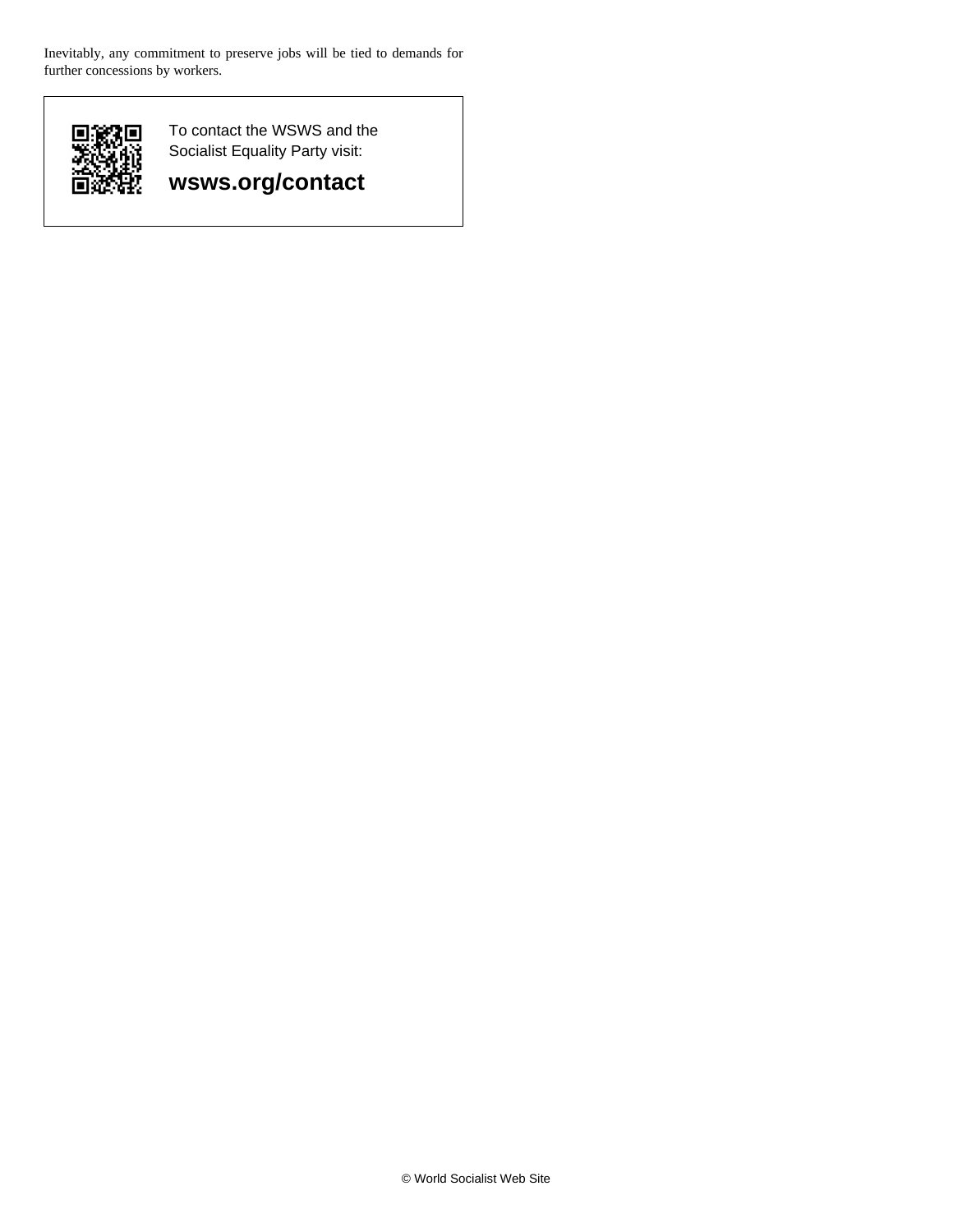Inevitably, any commitment to preserve jobs will be tied to demands for further concessions by workers.

To contact the WSWS and the Socialist Equality Party visit:

**wsws.org/contact**

© World Socialist Web Site